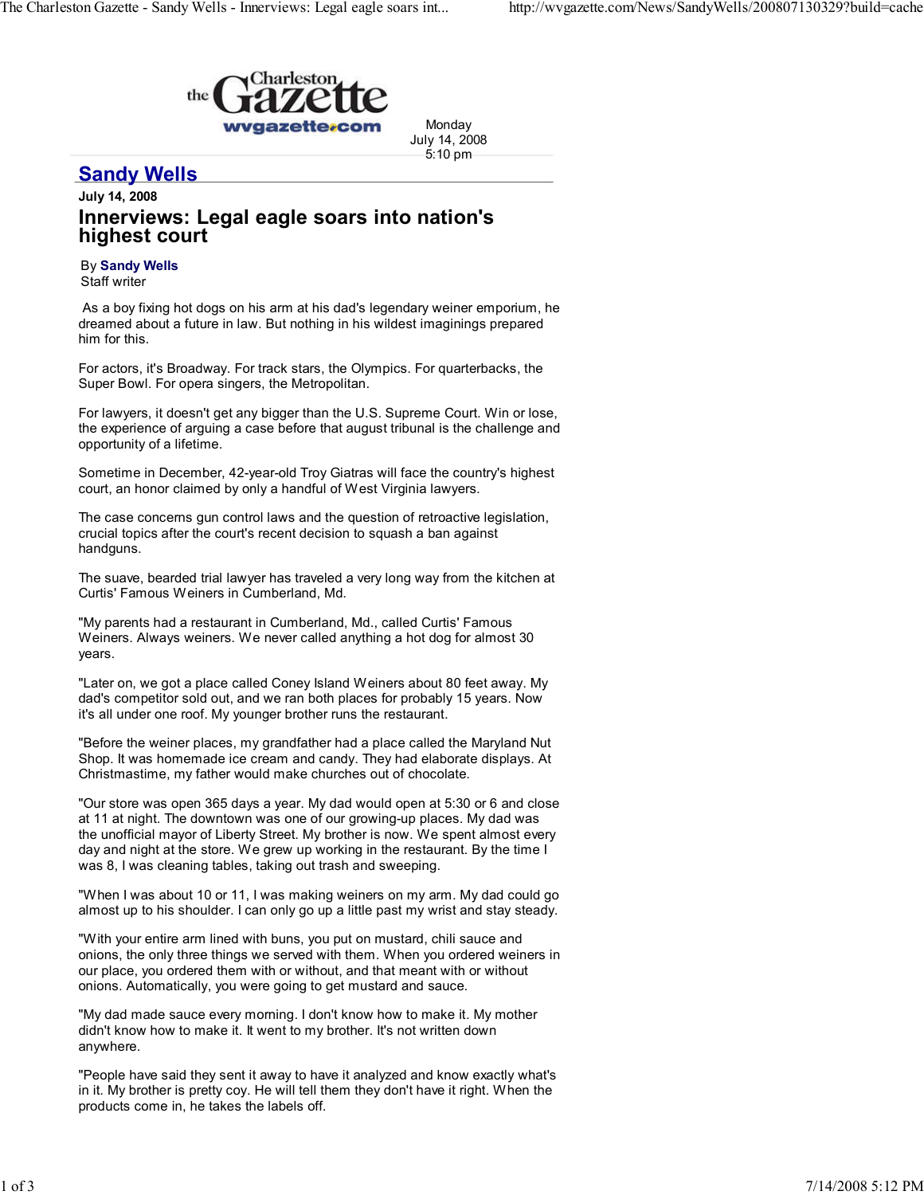the Charleston Gazette
wvgazette.com

Monday
July 14, 2008
5:10 pm

## Sandy Wells

**July 14, 2008**

# Innerviews: Legal eagle soars into nation's highest court

By **Sandy Wells**
Staff writer

As a boy fixing hot dogs on his arm at his dad's legendary weiner emporium, he dreamed about a future in law. But nothing in his wildest imaginings prepared him for this.

For actors, it's Broadway. For track stars, the Olympics. For quarterbacks, the Super Bowl. For opera singers, the Metropolitan.

For lawyers, it doesn't get any bigger than the U.S. Supreme Court. Win or lose, the experience of arguing a case before that august tribunal is the challenge and opportunity of a lifetime.

Sometime in December, 42-year-old Troy Giatras will face the country's highest court, an honor claimed by only a handful of West Virginia lawyers.

The case concerns gun control laws and the question of retroactive legislation, crucial topics after the court's recent decision to squash a ban against handguns.

The suave, bearded trial lawyer has traveled a very long way from the kitchen at Curtis' Famous Weiners in Cumberland, Md.

"My parents had a restaurant in Cumberland, Md., called Curtis' Famous Weiners. Always weiners. We never called anything a hot dog for almost 30 years.

"Later on, we got a place called Coney Island Weiners about 80 feet away. My dad's competitor sold out, and we ran both places for probably 15 years. Now it's all under one roof. My younger brother runs the restaurant.

"Before the weiner places, my grandfather had a place called the Maryland Nut Shop. It was homemade ice cream and candy. They had elaborate displays. At Christmastime, my father would make churches out of chocolate.

"Our store was open 365 days a year. My dad would open at 5:30 or 6 and close at 11 at night. The downtown was one of our growing-up places. My dad was the unofficial mayor of Liberty Street. My brother is now. We spent almost every day and night at the store. We grew up working in the restaurant. By the time I was 8, I was cleaning tables, taking out trash and sweeping.

"When I was about 10 or 11, I was making weiners on my arm. My dad could go almost up to his shoulder. I can only go up a little past my wrist and stay steady.

"With your entire arm lined with buns, you put on mustard, chili sauce and onions, the only three things we served with them. When you ordered weiners in our place, you ordered them with or without, and that meant with or without onions. Automatically, you were going to get mustard and sauce.

"My dad made sauce every morning. I don't know how to make it. My mother didn't know how to make it. It went to my brother. It's not written down anywhere.

"People have said they sent it away to have it analyzed and know exactly what's in it. My brother is pretty coy. He will tell them they don't have it right. When the products come in, he takes the labels off.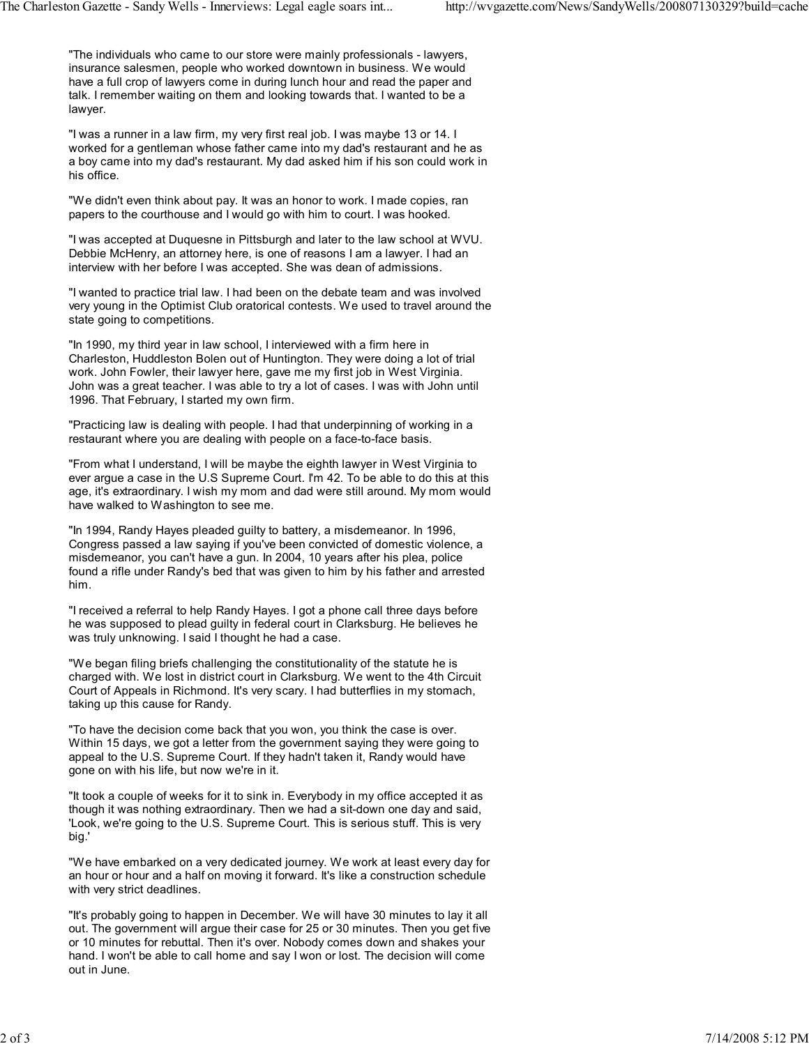"The individuals who came to our store were mainly professionals - lawyers, insurance salesmen, people who worked downtown in business. We would have a full crop of lawyers come in during lunch hour and read the paper and talk. I remember waiting on them and looking towards that. I wanted to be a lawyer.

"I was a runner in a law firm, my very first real job. I was maybe 13 or 14. I worked for a gentleman whose father came into my dad's restaurant and he as a boy came into my dad's restaurant. My dad asked him if his son could work in his office.

"We didn't even think about pay. It was an honor to work. I made copies, ran papers to the courthouse and I would go with him to court. I was hooked.

"I was accepted at Duquesne in Pittsburgh and later to the law school at WVU. Debbie McHenry, an attorney here, is one of reasons I am a lawyer. I had an interview with her before I was accepted. She was dean of admissions.

"I wanted to practice trial law. I had been on the debate team and was involved very young in the Optimist Club oratorical contests. We used to travel around the state going to competitions.

"In 1990, my third year in law school, I interviewed with a firm here in Charleston, Huddleston Bolen out of Huntington. They were doing a lot of trial work. John Fowler, their lawyer here, gave me my first job in West Virginia. John was a great teacher. I was able to try a lot of cases. I was with John until 1996. That February, I started my own firm.

"Practicing law is dealing with people. I had that underpinning of working in a restaurant where you are dealing with people on a face-to-face basis.

"From what I understand, I will be maybe the eighth lawyer in West Virginia to ever argue a case in the U.S Supreme Court. I'm 42. To be able to do this at this age, it's extraordinary. I wish my mom and dad were still around. My mom would have walked to Washington to see me.

"In 1994, Randy Hayes pleaded guilty to battery, a misdemeanor. In 1996, Congress passed a law saying if you've been convicted of domestic violence, a misdemeanor, you can't have a gun. In 2004, 10 years after his plea, police found a rifle under Randy's bed that was given to him by his father and arrested him.

"I received a referral to help Randy Hayes. I got a phone call three days before he was supposed to plead guilty in federal court in Clarksburg. He believes he was truly unknowing. I said I thought he had a case.

"We began filing briefs challenging the constitutionality of the statute he is charged with. We lost in district court in Clarksburg. We went to the 4th Circuit Court of Appeals in Richmond. It's very scary. I had butterflies in my stomach, taking up this cause for Randy.

"To have the decision come back that you won, you think the case is over. Within 15 days, we got a letter from the government saying they were going to appeal to the U.S. Supreme Court. If they hadn't taken it, Randy would have gone on with his life, but now we're in it.

"It took a couple of weeks for it to sink in. Everybody in my office accepted it as though it was nothing extraordinary. Then we had a sit-down one day and said, 'Look, we're going to the U.S. Supreme Court. This is serious stuff. This is very big.'

"We have embarked on a very dedicated journey. We work at least every day for an hour or hour and a half on moving it forward. It's like a construction schedule with very strict deadlines.

"It's probably going to happen in December. We will have 30 minutes to lay it all out. The government will argue their case for 25 or 30 minutes. Then you get five or 10 minutes for rebuttal. Then it's over. Nobody comes down and shakes your hand. I won't be able to call home and say I won or lost. The decision will come out in June.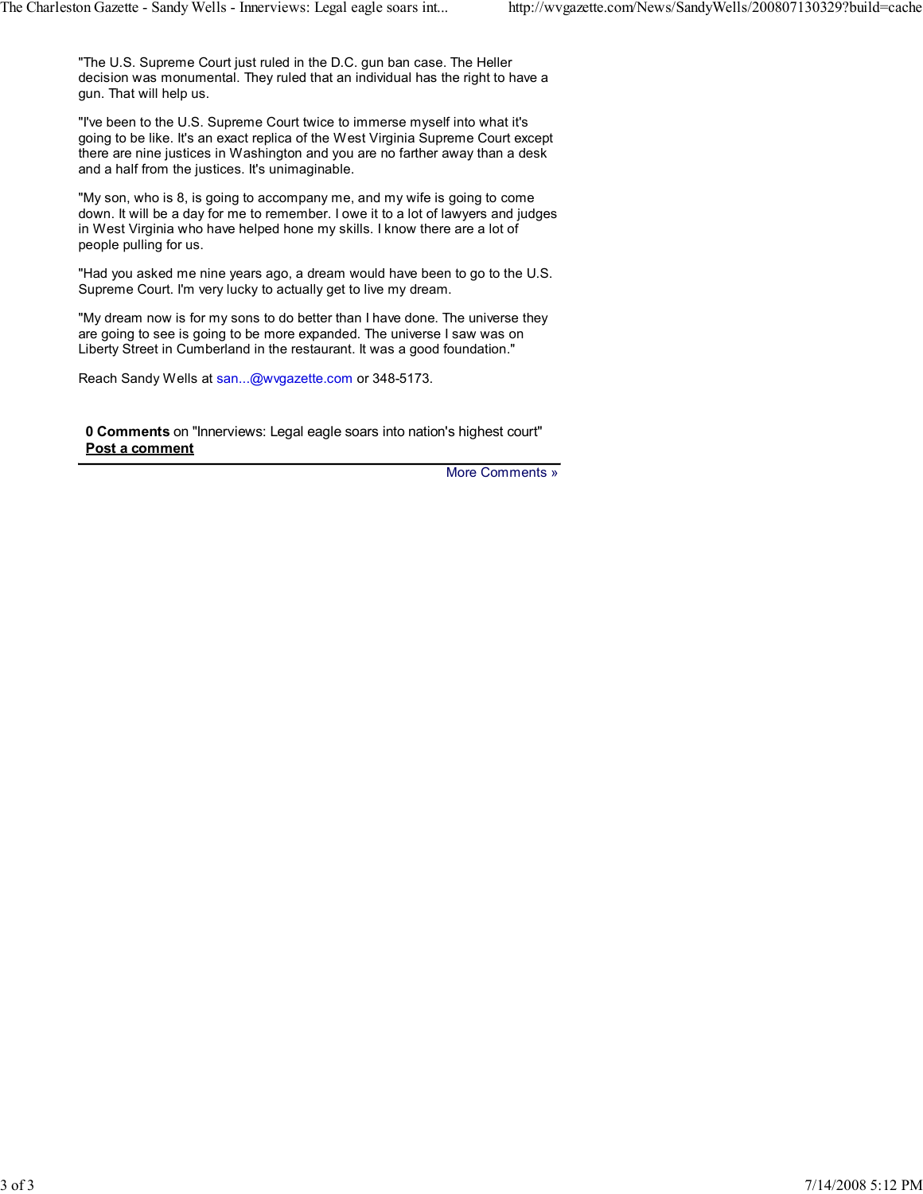"The U.S. Supreme Court just ruled in the D.C. gun ban case. The Heller decision was monumental. They ruled that an individual has the right to have a gun. That will help us.

"I've been to the U.S. Supreme Court twice to immerse myself into what it's going to be like. It's an exact replica of the West Virginia Supreme Court except there are nine justices in Washington and you are no farther away than a desk and a half from the justices. It's unimaginable.

"My son, who is 8, is going to accompany me, and my wife is going to come down. It will be a day for me to remember. I owe it to a lot of lawyers and judges in West Virginia who have helped hone my skills. I know there are a lot of people pulling for us.

"Had you asked me nine years ago, a dream would have been to go to the U.S. Supreme Court. I'm very lucky to actually get to live my dream.

"My dream now is for my sons to do better than I have done. The universe they are going to see is going to be more expanded. The universe I saw was on Liberty Street in Cumberland in the restaurant. It was a good foundation."

Reach Sandy Wells at san...@wvgazette.com or 348-5173.

**0 Comments** on "Innerviews: Legal eagle soars into nation's highest court"
**Post a comment**

More Comments »